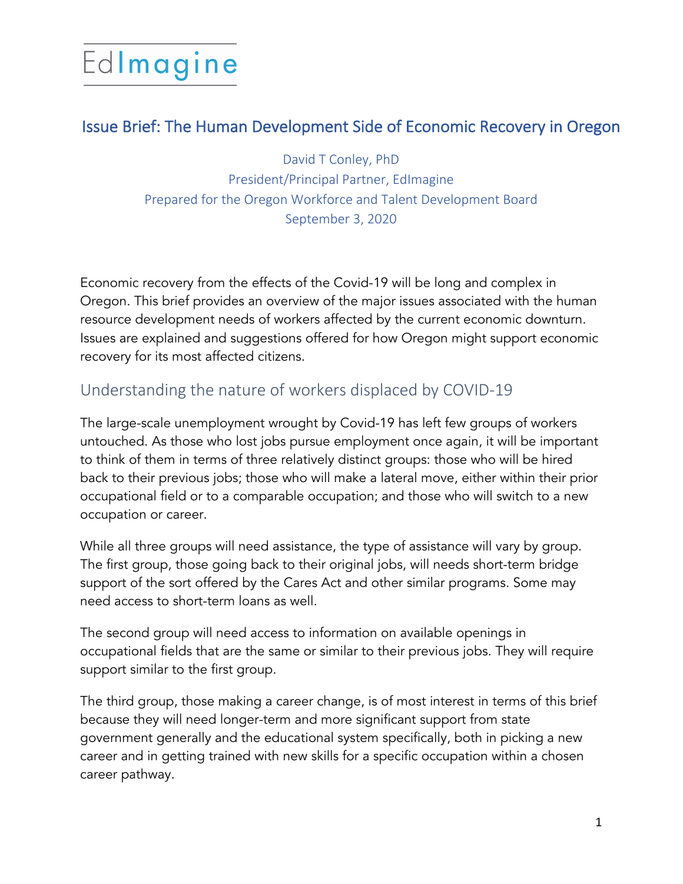EdImagine

# Issue Brief: The Human Development Side of Economic Recovery in Oregon

David T Conley, PhD
President/Principal Partner, EdImagine
Prepared for the Oregon Workforce and Talent Development Board
September 3, 2020

Economic recovery from the effects of the Covid-19 will be long and complex in Oregon. This brief provides an overview of the major issues associated with the human resource development needs of workers affected by the current economic downturn. Issues are explained and suggestions offered for how Oregon might support economic recovery for its most affected citizens.

## Understanding the nature of workers displaced by COVID-19

The large-scale unemployment wrought by Covid-19 has left few groups of workers untouched. As those who lost jobs pursue employment once again, it will be important to think of them in terms of three relatively distinct groups: those who will be hired back to their previous jobs; those who will make a lateral move, either within their prior occupational field or to a comparable occupation; and those who will switch to a new occupation or career.

While all three groups will need assistance, the type of assistance will vary by group. The first group, those going back to their original jobs, will needs short-term bridge support of the sort offered by the Cares Act and other similar programs. Some may need access to short-term loans as well.

The second group will need access to information on available openings in occupational fields that are the same or similar to their previous jobs. They will require support similar to the first group.

The third group, those making a career change, is of most interest in terms of this brief because they will need longer-term and more significant support from state government generally and the educational system specifically, both in picking a new career and in getting trained with new skills for a specific occupation within a chosen career pathway.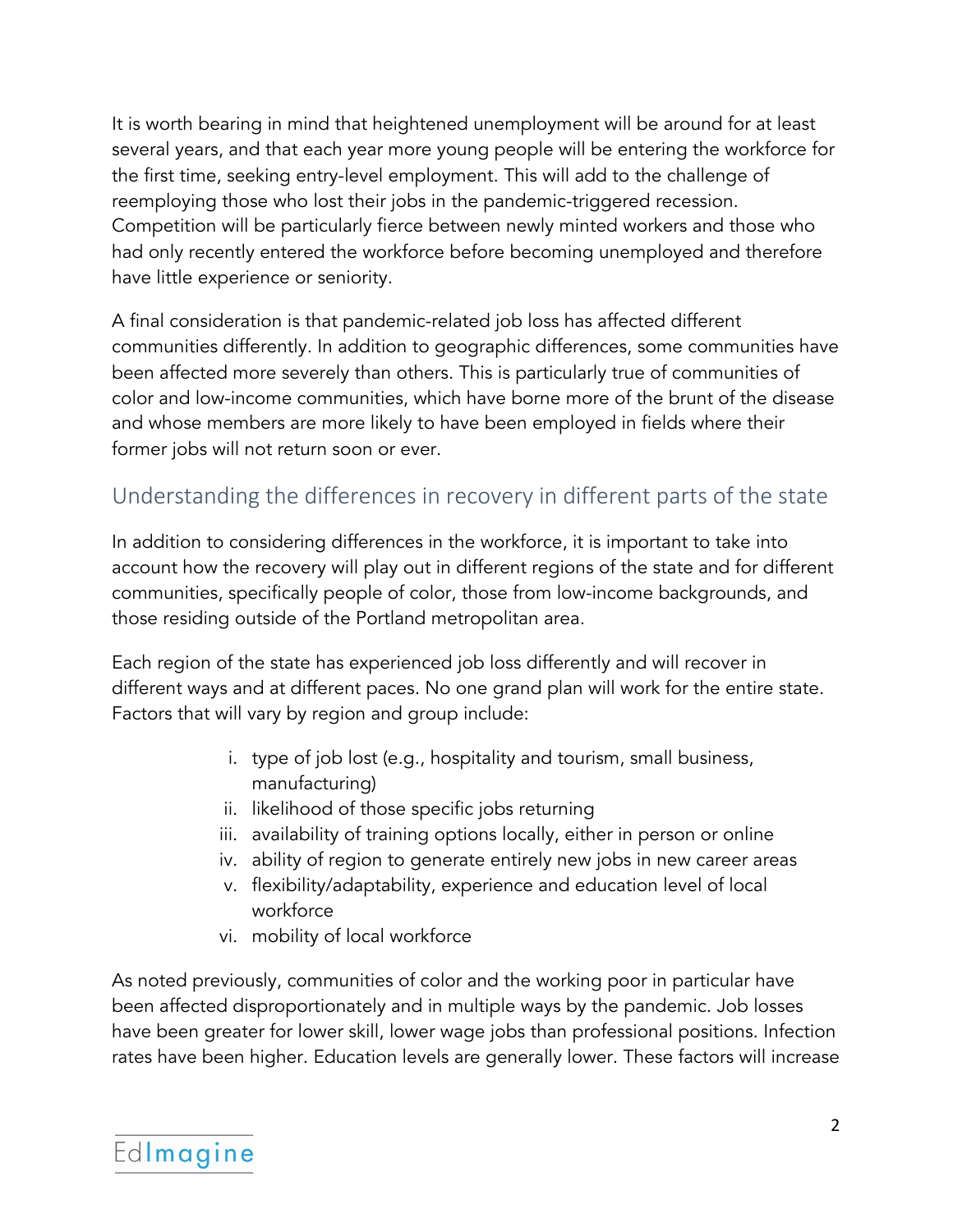It is worth bearing in mind that heightened unemployment will be around for at least several years, and that each year more young people will be entering the workforce for the first time, seeking entry-level employment. This will add to the challenge of reemploying those who lost their jobs in the pandemic-triggered recession. Competition will be particularly fierce between newly minted workers and those who had only recently entered the workforce before becoming unemployed and therefore have little experience or seniority.

A final consideration is that pandemic-related job loss has affected different communities differently. In addition to geographic differences, some communities have been affected more severely than others. This is particularly true of communities of color and low-income communities, which have borne more of the brunt of the disease and whose members are more likely to have been employed in fields where their former jobs will not return soon or ever.

## Understanding the differences in recovery in different parts of the state

In addition to considering differences in the workforce, it is important to take into account how the recovery will play out in different regions of the state and for different communities, specifically people of color, those from low-income backgrounds, and those residing outside of the Portland metropolitan area.

Each region of the state has experienced job loss differently and will recover in different ways and at different paces. No one grand plan will work for the entire state. Factors that will vary by region and group include:

i. type of job lost (e.g., hospitality and tourism, small business, manufacturing)
ii. likelihood of those specific jobs returning
iii. availability of training options locally, either in person or online
iv. ability of region to generate entirely new jobs in new career areas
v. flexibility/adaptability, experience and education level of local workforce
vi. mobility of local workforce

As noted previously, communities of color and the working poor in particular have been affected disproportionately and in multiple ways by the pandemic. Job losses have been greater for lower skill, lower wage jobs than professional positions. Infection rates have been higher. Education levels are generally lower. These factors will increase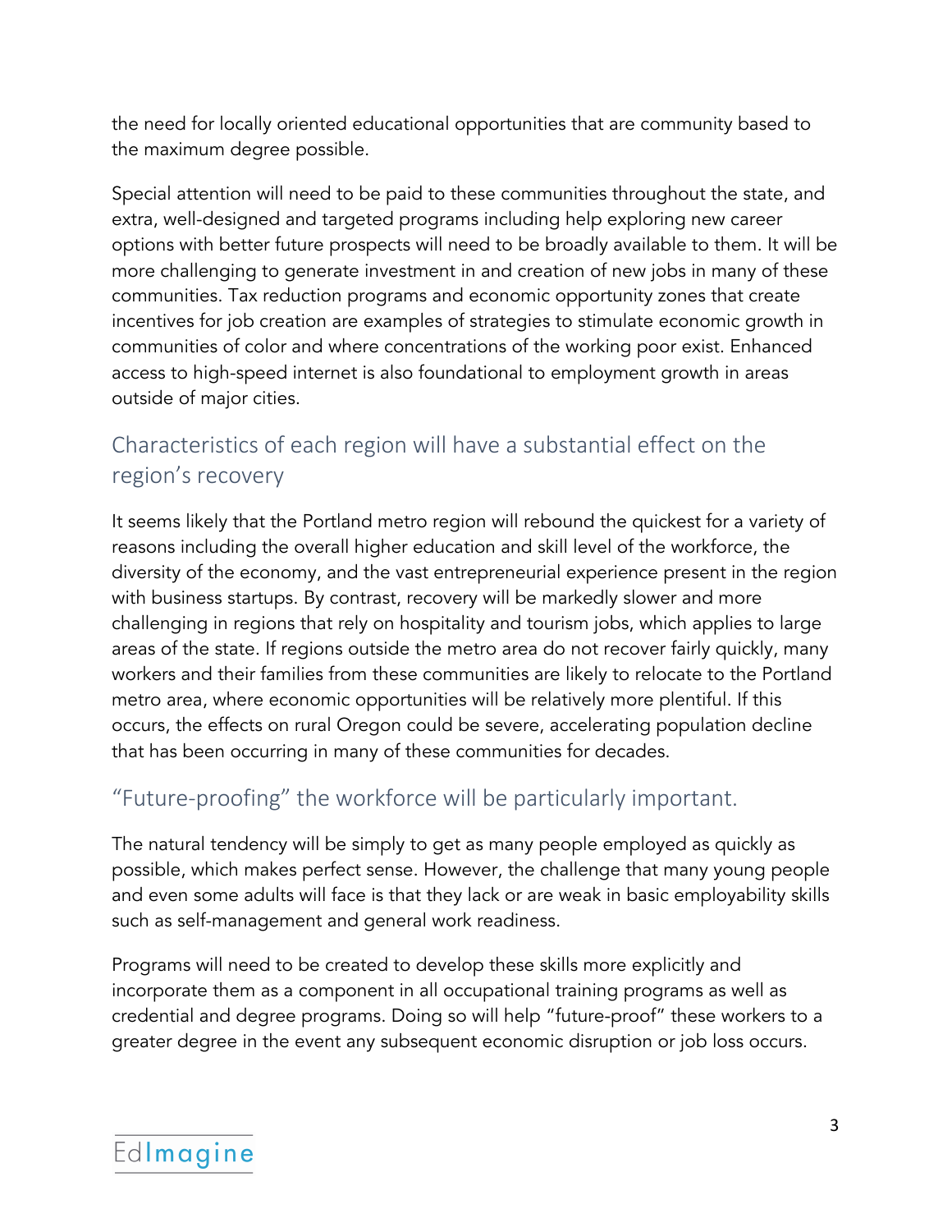the need for locally oriented educational opportunities that are community based to the maximum degree possible.

Special attention will need to be paid to these communities throughout the state, and extra, well-designed and targeted programs including help exploring new career options with better future prospects will need to be broadly available to them. It will be more challenging to generate investment in and creation of new jobs in many of these communities. Tax reduction programs and economic opportunity zones that create incentives for job creation are examples of strategies to stimulate economic growth in communities of color and where concentrations of the working poor exist. Enhanced access to high-speed internet is also foundational to employment growth in areas outside of major cities.

## Characteristics of each region will have a substantial effect on the region's recovery

It seems likely that the Portland metro region will rebound the quickest for a variety of reasons including the overall higher education and skill level of the workforce, the diversity of the economy, and the vast entrepreneurial experience present in the region with business startups. By contrast, recovery will be markedly slower and more challenging in regions that rely on hospitality and tourism jobs, which applies to large areas of the state. If regions outside the metro area do not recover fairly quickly, many workers and their families from these communities are likely to relocate to the Portland metro area, where economic opportunities will be relatively more plentiful. If this occurs, the effects on rural Oregon could be severe, accelerating population decline that has been occurring in many of these communities for decades.

## "Future-proofing" the workforce will be particularly important.

The natural tendency will be simply to get as many people employed as quickly as possible, which makes perfect sense. However, the challenge that many young people and even some adults will face is that they lack or are weak in basic employability skills such as self-management and general work readiness.

Programs will need to be created to develop these skills more explicitly and incorporate them as a component in all occupational training programs as well as credential and degree programs. Doing so will help "future-proof" these workers to a greater degree in the event any subsequent economic disruption or job loss occurs.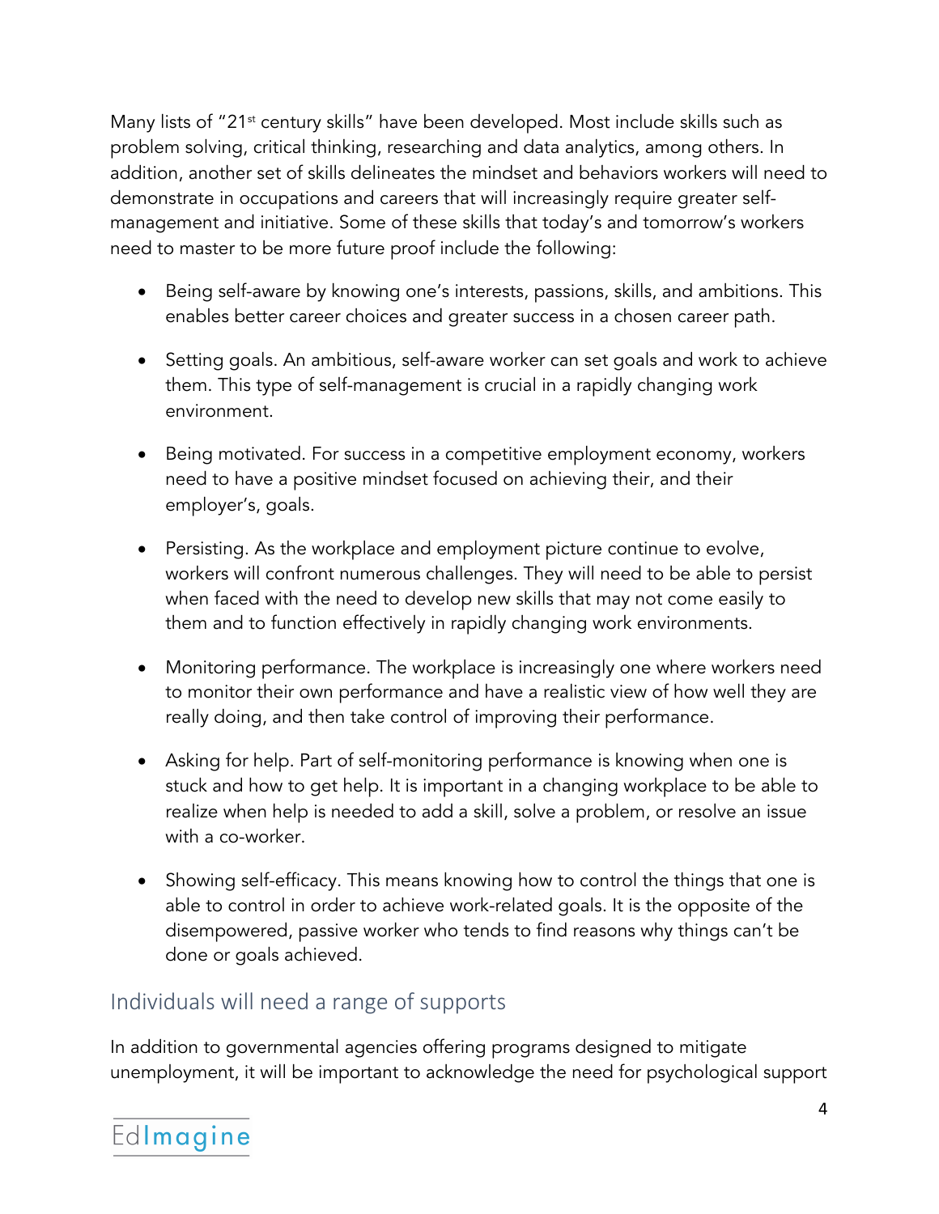Many lists of "21st century skills" have been developed. Most include skills such as problem solving, critical thinking, researching and data analytics, among others. In addition, another set of skills delineates the mindset and behaviors workers will need to demonstrate in occupations and careers that will increasingly require greater self-management and initiative. Some of these skills that today's and tomorrow's workers need to master to be more future proof include the following:

- Being self-aware by knowing one's interests, passions, skills, and ambitions. This enables better career choices and greater success in a chosen career path.

- Setting goals. An ambitious, self-aware worker can set goals and work to achieve them. This type of self-management is crucial in a rapidly changing work environment.

- Being motivated. For success in a competitive employment economy, workers need to have a positive mindset focused on achieving their, and their employer's, goals.

- Persisting. As the workplace and employment picture continue to evolve, workers will confront numerous challenges. They will need to be able to persist when faced with the need to develop new skills that may not come easily to them and to function effectively in rapidly changing work environments.

- Monitoring performance. The workplace is increasingly one where workers need to monitor their own performance and have a realistic view of how well they are really doing, and then take control of improving their performance.

- Asking for help. Part of self-monitoring performance is knowing when one is stuck and how to get help. It is important in a changing workplace to be able to realize when help is needed to add a skill, solve a problem, or resolve an issue with a co-worker.

- Showing self-efficacy. This means knowing how to control the things that one is able to control in order to achieve work-related goals. It is the opposite of the disempowered, passive worker who tends to find reasons why things can't be done or goals achieved.

## Individuals will need a range of supports

In addition to governmental agencies offering programs designed to mitigate unemployment, it will be important to acknowledge the need for psychological support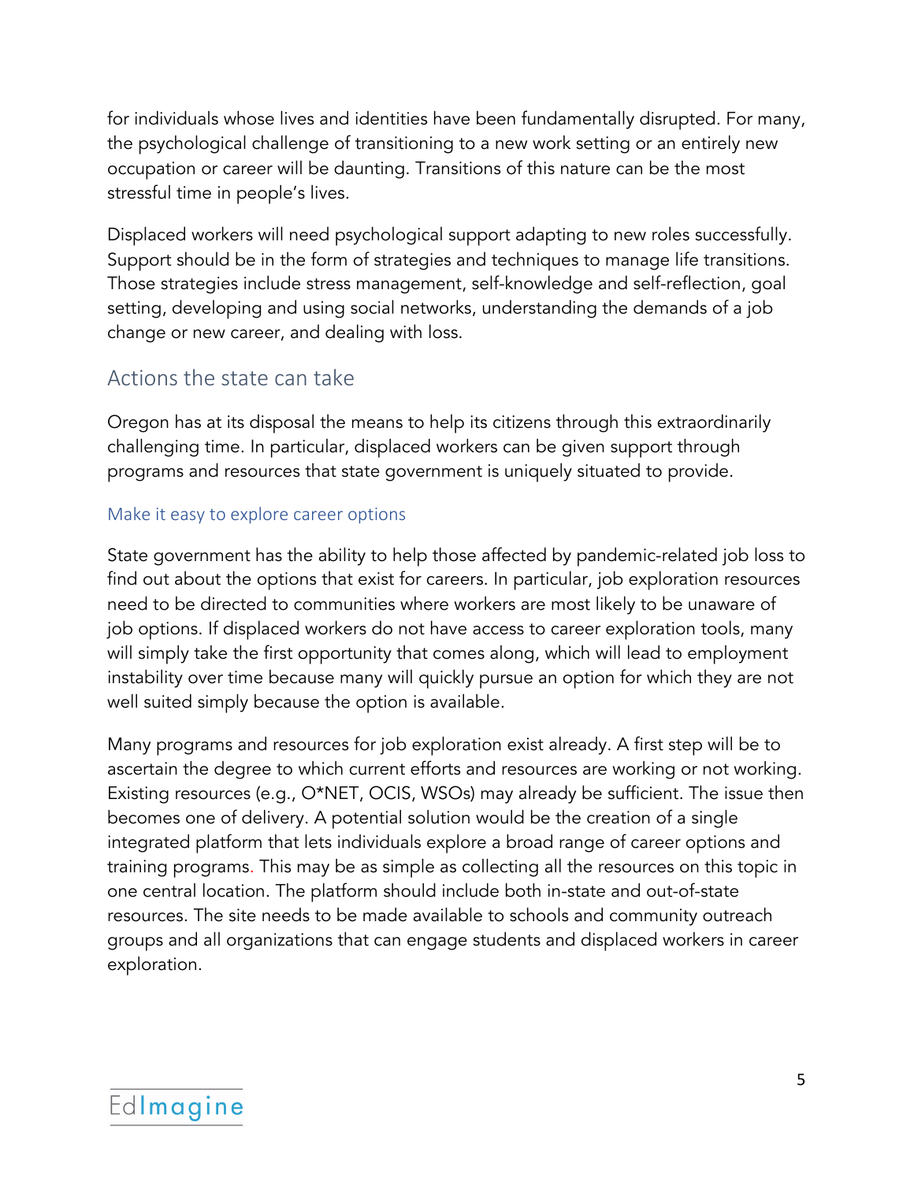for individuals whose lives and identities have been fundamentally disrupted. For many, the psychological challenge of transitioning to a new work setting or an entirely new occupation or career will be daunting. Transitions of this nature can be the most stressful time in people's lives.

Displaced workers will need psychological support adapting to new roles successfully. Support should be in the form of strategies and techniques to manage life transitions. Those strategies include stress management, self-knowledge and self-reflection, goal setting, developing and using social networks, understanding the demands of a job change or new career, and dealing with loss.

## Actions the state can take

Oregon has at its disposal the means to help its citizens through this extraordinarily challenging time. In particular, displaced workers can be given support through programs and resources that state government is uniquely situated to provide.

### Make it easy to explore career options

State government has the ability to help those affected by pandemic-related job loss to find out about the options that exist for careers. In particular, job exploration resources need to be directed to communities where workers are most likely to be unaware of job options. If displaced workers do not have access to career exploration tools, many will simply take the first opportunity that comes along, which will lead to employment instability over time because many will quickly pursue an option for which they are not well suited simply because the option is available.

Many programs and resources for job exploration exist already. A first step will be to ascertain the degree to which current efforts and resources are working or not working. Existing resources (e.g., O*NET, OCIS, WSOs) may already be sufficient. The issue then becomes one of delivery. A potential solution would be the creation of a single integrated platform that lets individuals explore a broad range of career options and training programs. This may be as simple as collecting all the resources on this topic in one central location. The platform should include both in-state and out-of-state resources. The site needs to be made available to schools and community outreach groups and all organizations that can engage students and displaced workers in career exploration.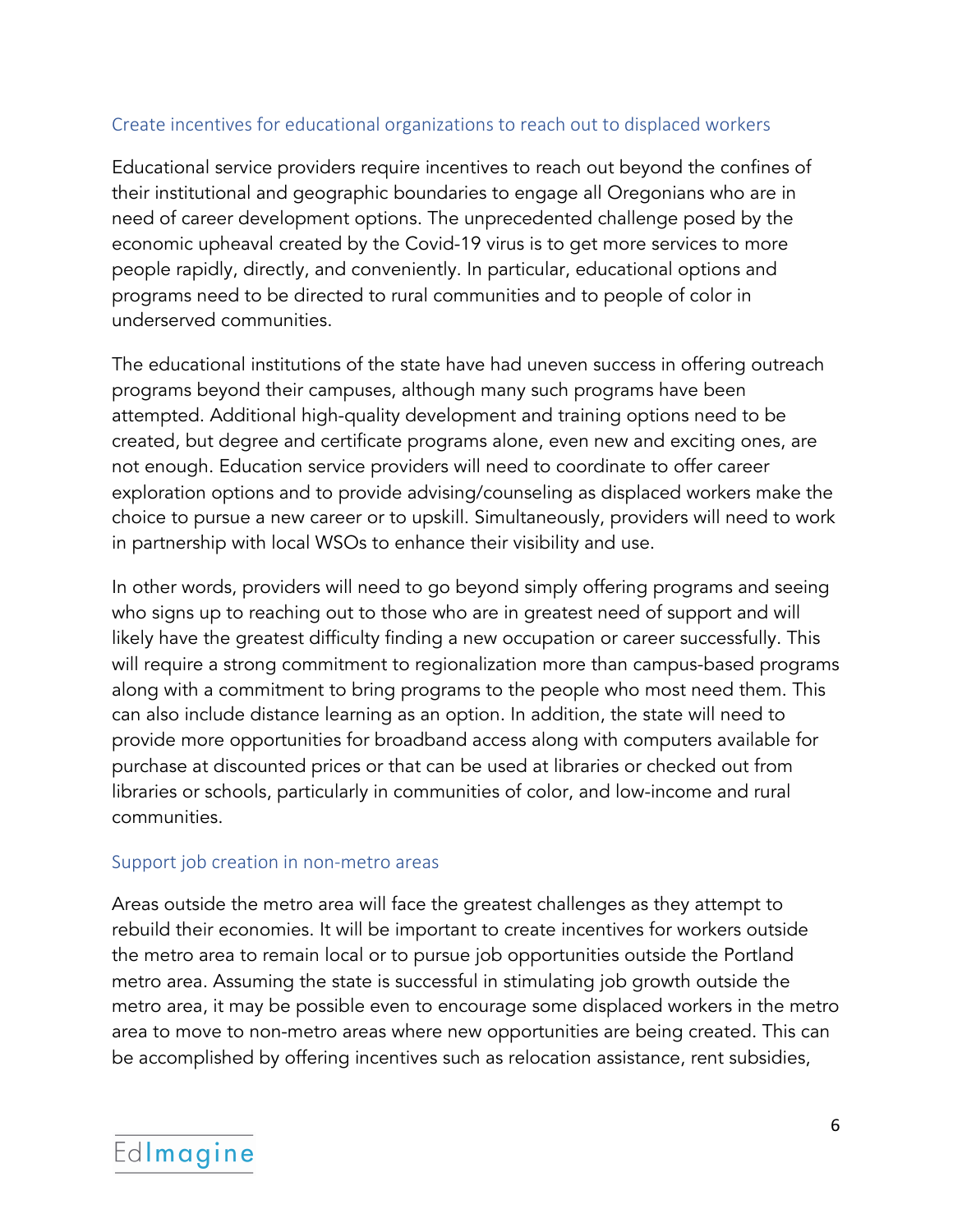### Create incentives for educational organizations to reach out to displaced workers

Educational service providers require incentives to reach out beyond the confines of their institutional and geographic boundaries to engage all Oregonians who are in need of career development options. The unprecedented challenge posed by the economic upheaval created by the Covid-19 virus is to get more services to more people rapidly, directly, and conveniently. In particular, educational options and programs need to be directed to rural communities and to people of color in underserved communities.

The educational institutions of the state have had uneven success in offering outreach programs beyond their campuses, although many such programs have been attempted. Additional high-quality development and training options need to be created, but degree and certificate programs alone, even new and exciting ones, are not enough. Education service providers will need to coordinate to offer career exploration options and to provide advising/counseling as displaced workers make the choice to pursue a new career or to upskill. Simultaneously, providers will need to work in partnership with local WSOs to enhance their visibility and use.

In other words, providers will need to go beyond simply offering programs and seeing who signs up to reaching out to those who are in greatest need of support and will likely have the greatest difficulty finding a new occupation or career successfully. This will require a strong commitment to regionalization more than campus-based programs along with a commitment to bring programs to the people who most need them. This can also include distance learning as an option. In addition, the state will need to provide more opportunities for broadband access along with computers available for purchase at discounted prices or that can be used at libraries or checked out from libraries or schools, particularly in communities of color, and low-income and rural communities.

### Support job creation in non-metro areas

Areas outside the metro area will face the greatest challenges as they attempt to rebuild their economies. It will be important to create incentives for workers outside the metro area to remain local or to pursue job opportunities outside the Portland metro area. Assuming the state is successful in stimulating job growth outside the metro area, it may be possible even to encourage some displaced workers in the metro area to move to non-metro areas where new opportunities are being created. This can be accomplished by offering incentives such as relocation assistance, rent subsidies,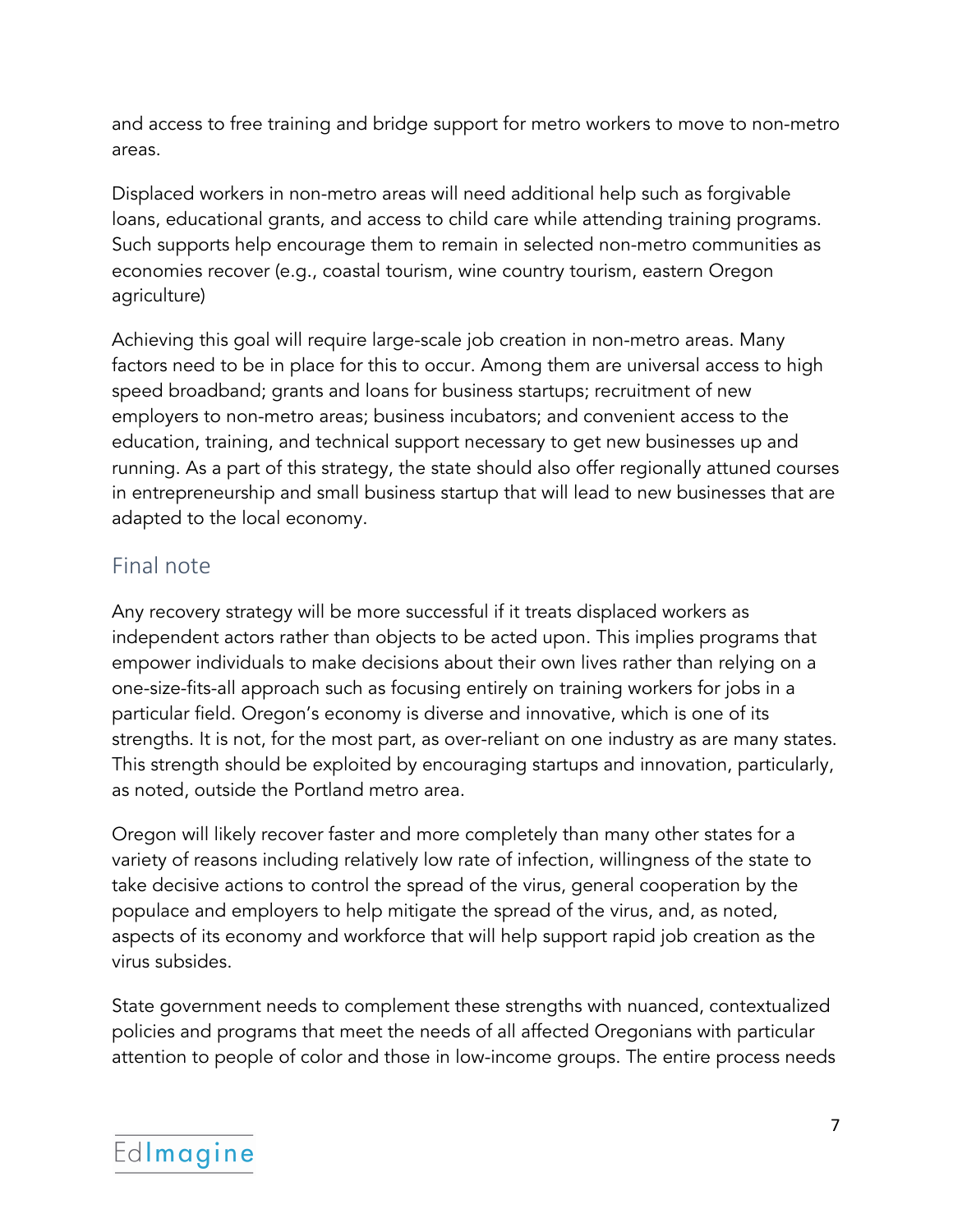and access to free training and bridge support for metro workers to move to non-metro areas.

Displaced workers in non-metro areas will need additional help such as forgivable loans, educational grants, and access to child care while attending training programs. Such supports help encourage them to remain in selected non-metro communities as economies recover (e.g., coastal tourism, wine country tourism, eastern Oregon agriculture)

Achieving this goal will require large-scale job creation in non-metro areas. Many factors need to be in place for this to occur. Among them are universal access to high speed broadband; grants and loans for business startups; recruitment of new employers to non-metro areas; business incubators; and convenient access to the education, training, and technical support necessary to get new businesses up and running. As a part of this strategy, the state should also offer regionally attuned courses in entrepreneurship and small business startup that will lead to new businesses that are adapted to the local economy.

## Final note

Any recovery strategy will be more successful if it treats displaced workers as independent actors rather than objects to be acted upon. This implies programs that empower individuals to make decisions about their own lives rather than relying on a one-size-fits-all approach such as focusing entirely on training workers for jobs in a particular field. Oregon's economy is diverse and innovative, which is one of its strengths. It is not, for the most part, as over-reliant on one industry as are many states. This strength should be exploited by encouraging startups and innovation, particularly, as noted, outside the Portland metro area.

Oregon will likely recover faster and more completely than many other states for a variety of reasons including relatively low rate of infection, willingness of the state to take decisive actions to control the spread of the virus, general cooperation by the populace and employers to help mitigate the spread of the virus, and, as noted, aspects of its economy and workforce that will help support rapid job creation as the virus subsides.

State government needs to complement these strengths with nuanced, contextualized policies and programs that meet the needs of all affected Oregonians with particular attention to people of color and those in low-income groups. The entire process needs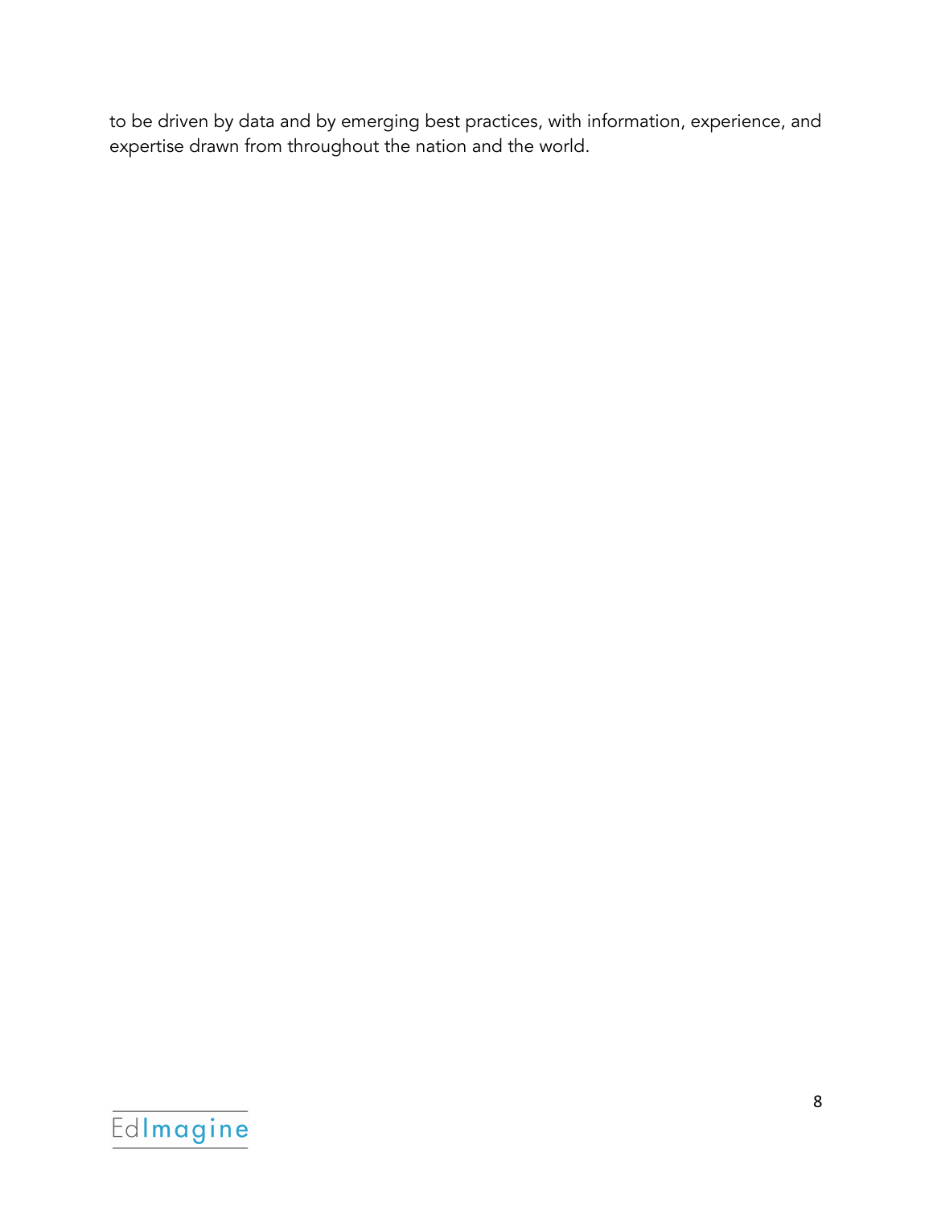to be driven by data and by emerging best practices, with information, experience, and expertise drawn from throughout the nation and the world.